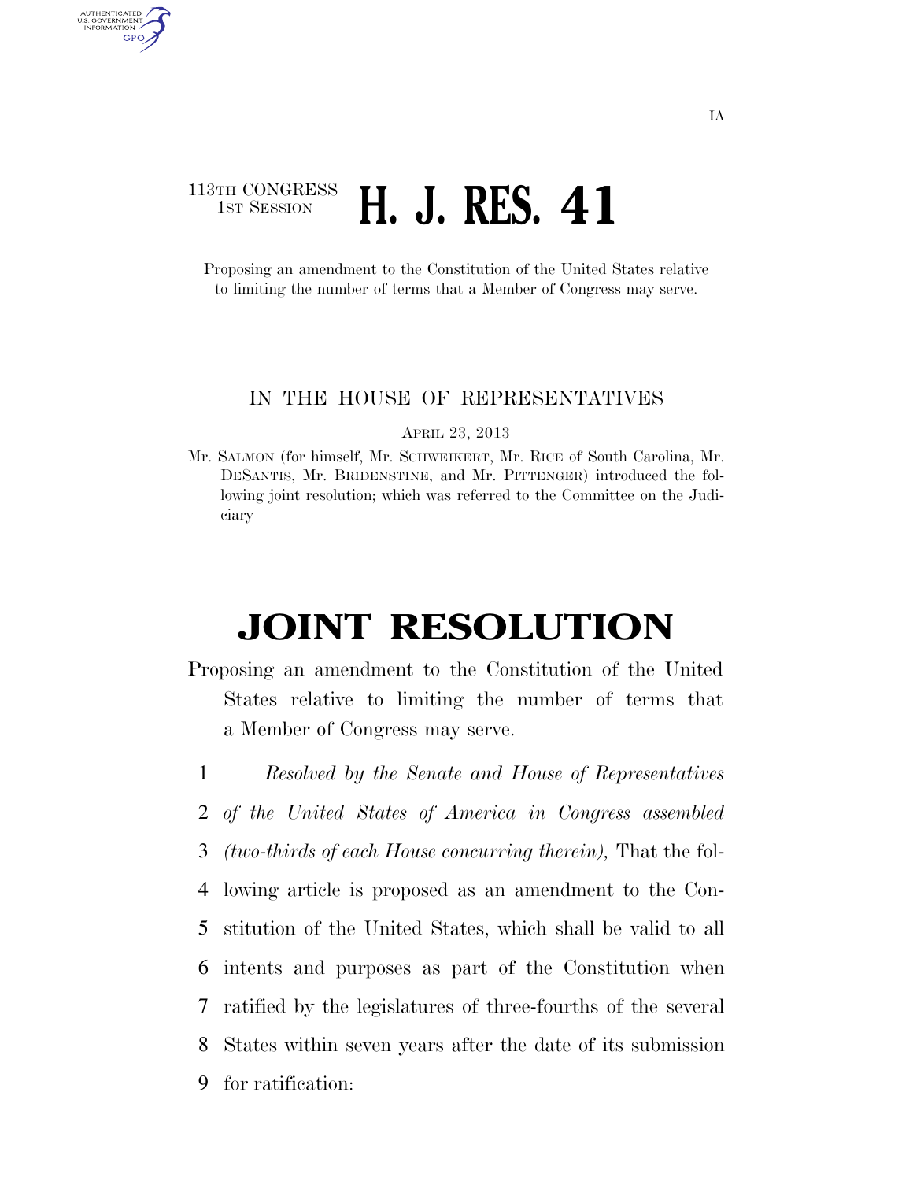IA

113TH CONGRESS
1ST SESSION

# H. J. RES. 41

Proposing an amendment to the Constitution of the United States relative to limiting the number of terms that a Member of Congress may serve.

IN THE HOUSE OF REPRESENTATIVES

APRIL 23, 2013

Mr. SALMON (for himself, Mr. SCHWEIKERT, Mr. RICE of South Carolina, Mr. DESANTIS, Mr. BRIDENSTINE, and Mr. PITTENGER) introduced the following joint resolution; which was referred to the Committee on the Judiciary

# JOINT RESOLUTION

Proposing an amendment to the Constitution of the United States relative to limiting the number of terms that a Member of Congress may serve.

1 *Resolved by the Senate and House of Representatives*
2 *of the United States of America in Congress assembled*
3 *(two-thirds of each House concurring therein),* That the fol-
4 lowing article is proposed as an amendment to the Con-
5 stitution of the United States, which shall be valid to all
6 intents and purposes as part of the Constitution when
7 ratified by the legislatures of three-fourths of the several
8 States within seven years after the date of its submission
9 for ratification: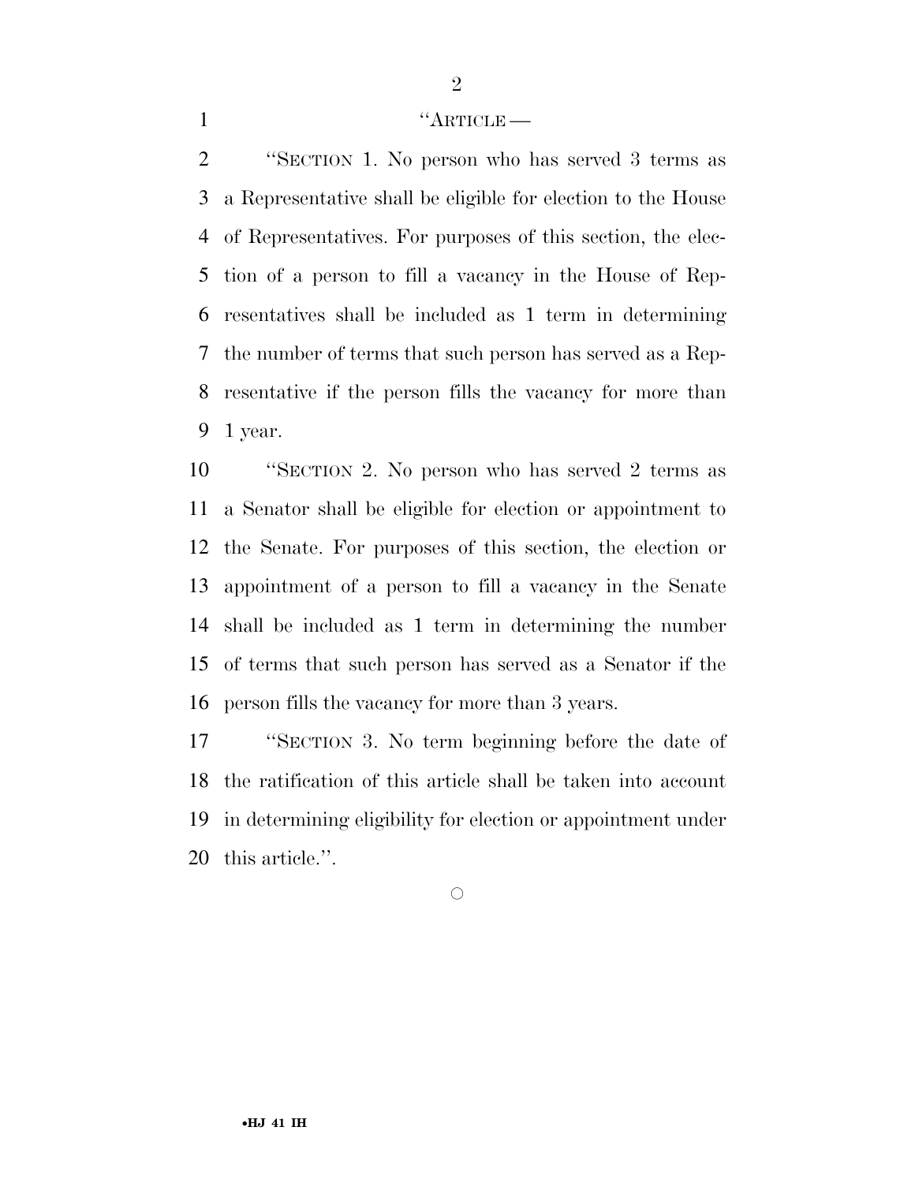"ARTICLE —

"SECTION 1. No person who has served 3 terms as a Representative shall be eligible for election to the House of Representatives. For purposes of this section, the election of a person to fill a vacancy in the House of Representatives shall be included as 1 term in determining the number of terms that such person has served as a Representative if the person fills the vacancy for more than 1 year.

"SECTION 2. No person who has served 2 terms as a Senator shall be eligible for election or appointment to the Senate. For purposes of this section, the election or appointment of a person to fill a vacancy in the Senate shall be included as 1 term in determining the number of terms that such person has served as a Senator if the person fills the vacancy for more than 3 years.

"SECTION 3. No term beginning before the date of the ratification of this article shall be taken into account in determining eligibility for election or appointment under this article.".

○